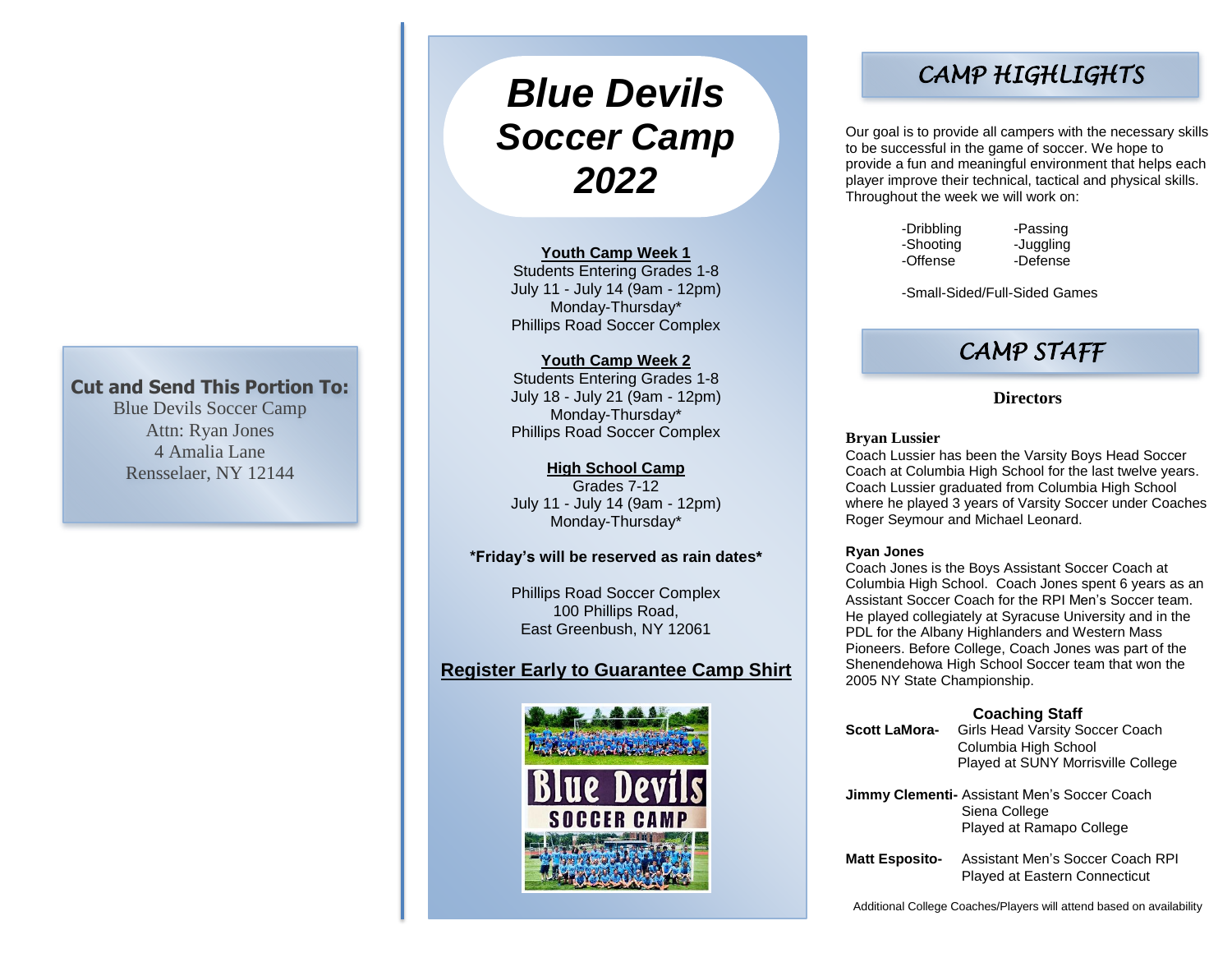**Cut and Send This Portion To:**

Blue Devils Soccer Camp
Attn: Ryan Jones
4 Amalia Lane
Rensselaer, NY 12144

# *Blue Devils Soccer Camp 2022*

**Youth Camp Week 1**
Students Entering Grades 1-8
July 11 - July 14 (9am - 12pm)
Monday-Thursday*
Phillips Road Soccer Complex

**Youth Camp Week 2**
Students Entering Grades 1-8
July 18 - July 21 (9am - 12pm)
Monday-Thursday*
Phillips Road Soccer Complex

**High School Camp**
Grades 7-12
July 11 - July 14 (9am - 12pm)
Monday-Thursday*

**\*Friday's will be reserved as rain dates\***

Phillips Road Soccer Complex
100 Phillips Road,
East Greenbush, NY 12061

**Register Early to Guarantee Camp Shirt**

## CAMP HIGHLIGHTS

Our goal is to provide all campers with the necessary skills to be successful in the game of soccer. We hope to provide a fun and meaningful environment that helps each player improve their technical, tactical and physical skills. Throughout the week we will work on:

-Dribbling
-Passing
-Shooting
-Juggling
-Offense
-Defense

-Small-Sided/Full-Sided Games

## CAMP STAFF

### Directors

**Bryan Lussier**
Coach Lussier has been the Varsity Boys Head Soccer Coach at Columbia High School for the last twelve years. Coach Lussier graduated from Columbia High School where he played 3 years of Varsity Soccer under Coaches Roger Seymour and Michael Leonard.

**Ryan Jones**
Coach Jones is the Boys Assistant Soccer Coach at Columbia High School. Coach Jones spent 6 years as an Assistant Soccer Coach for the RPI Men's Soccer team. He played collegiately at Syracuse University and in the PDL for the Albany Highlanders and Western Mass Pioneers. Before College, Coach Jones was part of the Shenendehowa High School Soccer team that won the 2005 NY State Championship.

### Coaching Staff

**Scott LaMora-** Girls Head Varsity Soccer Coach
Columbia High School
Played at SUNY Morrisville College

**Jimmy Clementi-** Assistant Men's Soccer Coach
Siena College
Played at Ramapo College

**Matt Esposito-** Assistant Men's Soccer Coach RPI
Played at Eastern Connecticut

Additional College Coaches/Players will attend based on availability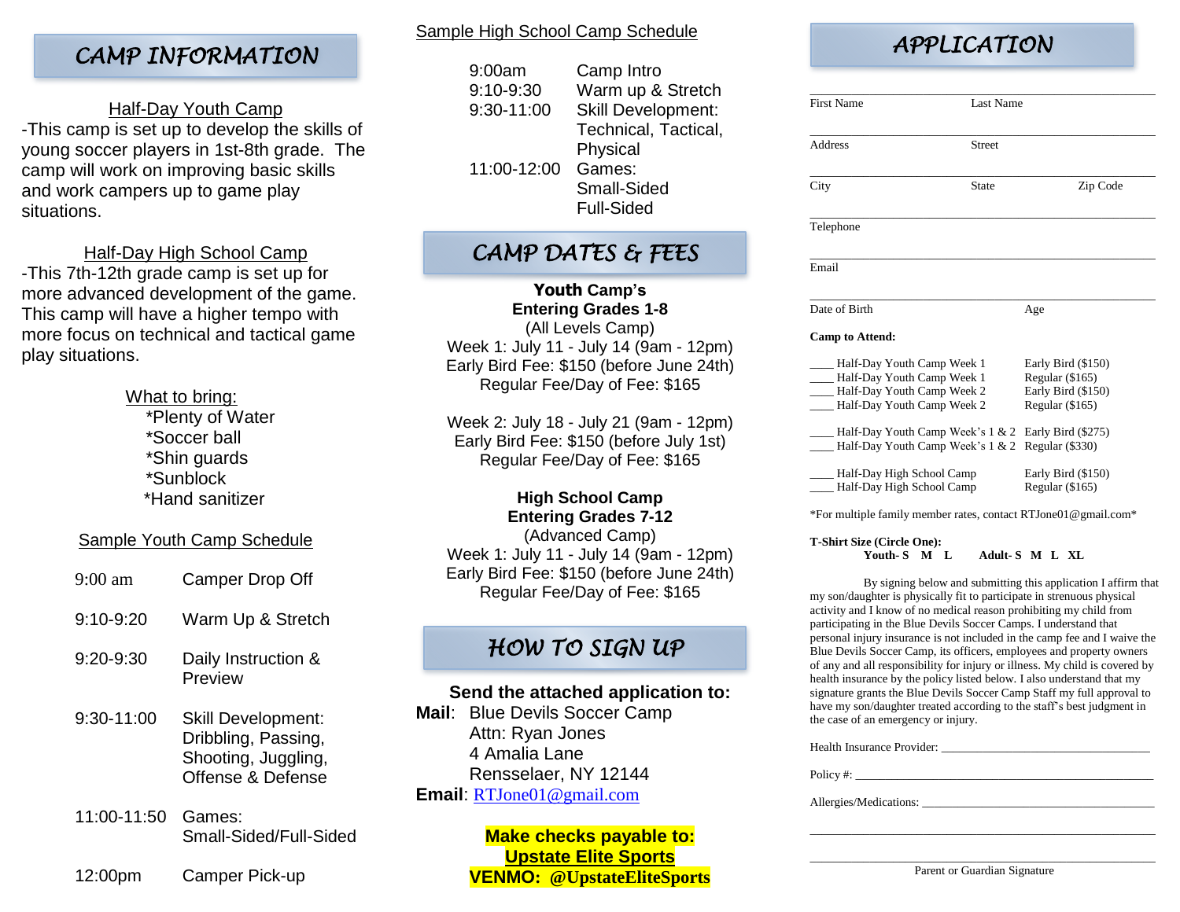# CAMP INFORMATION

Half-Day Youth Camp

-This camp is set up to develop the skills of young soccer players in 1st-8th grade. The camp will work on improving basic skills and work campers up to game play situations.

Half-Day High School Camp

-This 7th-12th grade camp is set up for more advanced development of the game. This camp will have a higher tempo with more focus on technical and tactical game play situations.

What to bring:

*Plenty of Water
*Soccer ball
*Shin guards
*Sunblock
*Hand sanitizer

Sample Youth Camp Schedule

| | |
|---|---|
| 9:00 am | Camper Drop Off |
| 9:10-9:20 | Warm Up & Stretch |
| 9:20-9:30 | Daily Instruction & Preview |
| 9:30-11:00 | Skill Development: Dribbling, Passing, Shooting, Juggling, Offense & Defense |
| 11:00-11:50 | Games: Small-Sided/Full-Sided |
| 12:00pm | Camper Pick-up |

Sample High School Camp Schedule

| | |
|---|---|
| 9:00am | Camp Intro |
| 9:10-9:30 | Warm up & Stretch |
| 9:30-11:00 | Skill Development: Technical, Tactical, Physical |
| 11:00-12:00 | Games: Small-Sided Full-Sided |

# CAMP DATES & FEES

**Youth Camp's**
**Entering Grades 1-8**
(All Levels Camp)
Week 1: July 11 - July 14 (9am - 12pm)
Early Bird Fee: $150 (before June 24th)
Regular Fee/Day of Fee: $165

Week 2: July 18 - July 21 (9am - 12pm)
Early Bird Fee: $150 (before July 1st)
Regular Fee/Day of Fee: $165

**High School Camp**
**Entering Grades 7-12**
(Advanced Camp)
Week 1: July 11 - July 14 (9am - 12pm)
Early Bird Fee: $150 (before June 24th)
Regular Fee/Day of Fee: $165

# HOW TO SIGN UP

**Send the attached application to:**

**Mail**: Blue Devils Soccer Camp
Attn: Ryan Jones
4 Amalia Lane
Rensselaer, NY 12144

**Email**: RTJone01@gmail.com

**Make checks payable to:**
**Upstate Elite Sports**
**VENMO: @UpstateEliteSports**

# APPLICATION

First Name ____________ Last Name ____________

Address ____________ Street ____________

City ____________ State ____________ Zip Code ____________

Telephone ____________

Email ____________

Date of Birth ____________ Age ____________

**Camp to Attend:**

____ Half-Day Youth Camp Week 1 — Early Bird ($150)
____ Half-Day Youth Camp Week 1 — Regular ($165)
____ Half-Day Youth Camp Week 2 — Early Bird ($150)
____ Half-Day Youth Camp Week 2 — Regular ($165)

____ Half-Day Youth Camp Week's 1 & 2 — Early Bird ($275)
____ Half-Day Youth Camp Week's 1 & 2 — Regular ($330)

____ Half-Day High School Camp — Early Bird ($150)
____ Half-Day High School Camp — Regular ($165)

*For multiple family member rates, contact RTJone01@gmail.com*

**T-Shirt Size (Circle One):**
**Youth- S M L** **Adult- S M L XL**

By signing below and submitting this application I affirm that my son/daughter is physically fit to participate in strenuous physical activity and I know of no medical reason prohibiting my child from participating in the Blue Devils Soccer Camps. I understand that personal injury insurance is not included in the camp fee and I waive the Blue Devils Soccer Camp, its officers, employees and property owners of any and all responsibility for injury or illness. My child is covered by health insurance by the policy listed below. I also understand that my signature grants the Blue Devils Soccer Camp Staff my full approval to have my son/daughter treated according to the staff's best judgment in the case of an emergency or injury.

Health Insurance Provider: ____________

Policy #: ____________

Allergies/Medications: ____________

____________

____________
Parent or Guardian Signature